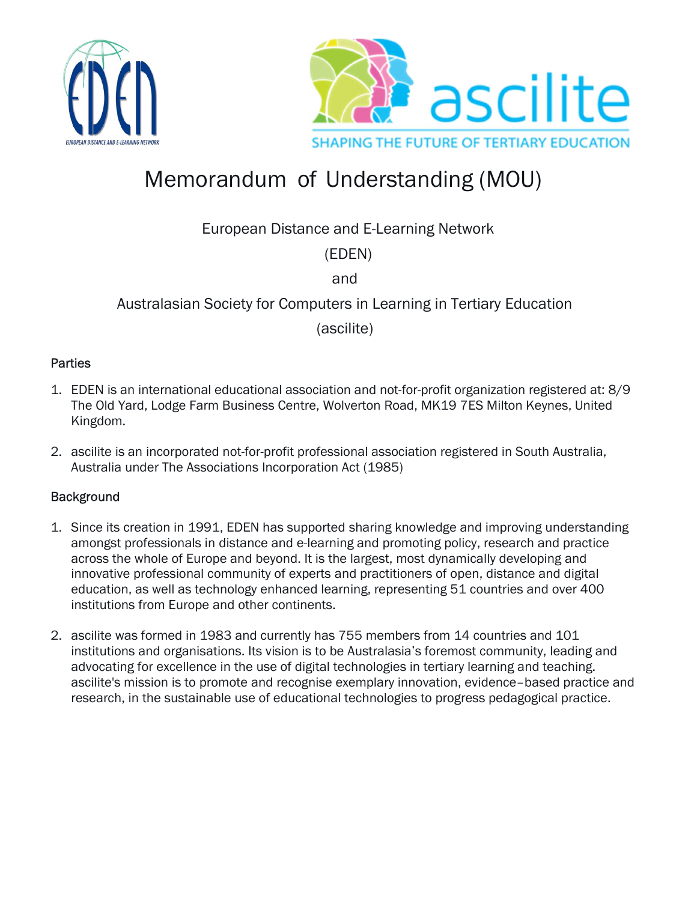# Memorandum of Understanding (MOU)

European Distance and E-Learning Network

(EDEN)

and

Australasian Society for Computers in Learning in Tertiary Education

(ascilite)

## Parties

1. EDEN is an international educational association and not-for-profit organization registered at: 8/9 The Old Yard, Lodge Farm Business Centre, Wolverton Road, MK19 7ES Milton Keynes, United Kingdom.

2. ascilite is an incorporated not-for-profit professional association registered in South Australia, Australia under The Associations Incorporation Act (1985)

## Background

1. Since its creation in 1991, EDEN has supported sharing knowledge and improving understanding amongst professionals in distance and e-learning and promoting policy, research and practice across the whole of Europe and beyond. It is the largest, most dynamically developing and innovative professional community of experts and practitioners of open, distance and digital education, as well as technology enhanced learning, representing 51 countries and over 400 institutions from Europe and other continents.

2. ascilite was formed in 1983 and currently has 755 members from 14 countries and 101 institutions and organisations. Its vision is to be Australasia's foremost community, leading and advocating for excellence in the use of digital technologies in tertiary learning and teaching. ascilite's mission is to promote and recognise exemplary innovation, evidence–based practice and research, in the sustainable use of educational technologies to progress pedagogical practice.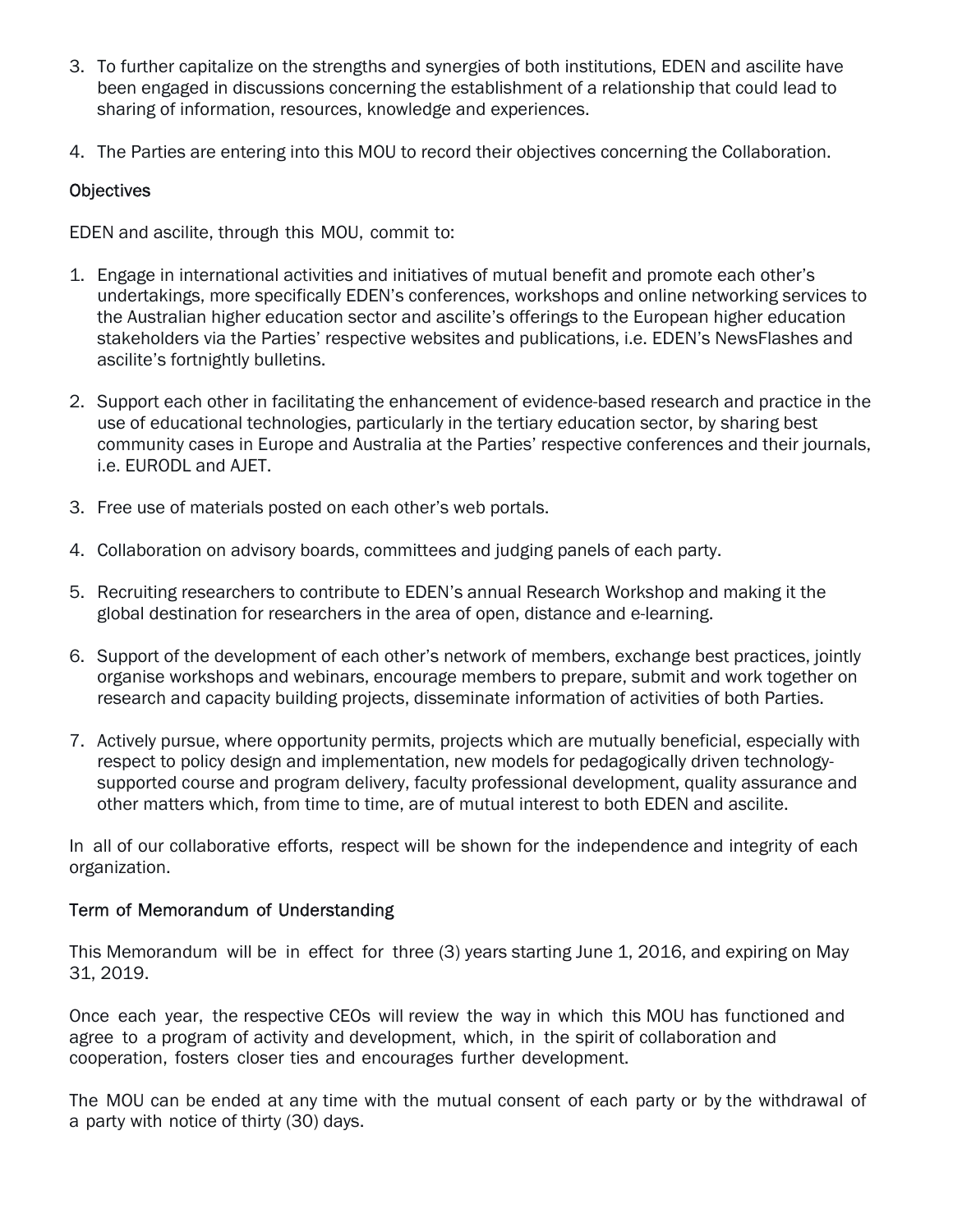3. To further capitalize on the strengths and synergies of both institutions, EDEN and ascilite have been engaged in discussions concerning the establishment of a relationship that could lead to sharing of information, resources, knowledge and experiences.

4. The Parties are entering into this MOU to record their objectives concerning the Collaboration.

## Objectives

EDEN and ascilite, through this MOU, commit to:

1. Engage in international activities and initiatives of mutual benefit and promote each other's undertakings, more specifically EDEN's conferences, workshops and online networking services to the Australian higher education sector and ascilite's offerings to the European higher education stakeholders via the Parties' respective websites and publications, i.e. EDEN's NewsFlashes and ascilite's fortnightly bulletins.

2. Support each other in facilitating the enhancement of evidence-based research and practice in the use of educational technologies, particularly in the tertiary education sector, by sharing best community cases in Europe and Australia at the Parties' respective conferences and their journals, i.e. EURODL and AJET.

3. Free use of materials posted on each other's web portals.

4. Collaboration on advisory boards, committees and judging panels of each party.

5. Recruiting researchers to contribute to EDEN's annual Research Workshop and making it the global destination for researchers in the area of open, distance and e-learning.

6. Support of the development of each other's network of members, exchange best practices, jointly organise workshops and webinars, encourage members to prepare, submit and work together on research and capacity building projects, disseminate information of activities of both Parties.

7. Actively pursue, where opportunity permits, projects which are mutually beneficial, especially with respect to policy design and implementation, new models for pedagogically driven technology-supported course and program delivery, faculty professional development, quality assurance and other matters which, from time to time, are of mutual interest to both EDEN and ascilite.

In all of our collaborative efforts, respect will be shown for the independence and integrity of each organization.

## Term of Memorandum of Understanding

This Memorandum will be in effect for three (3) years starting June 1, 2016, and expiring on May 31, 2019.

Once each year, the respective CEOs will review the way in which this MOU has functioned and agree to a program of activity and development, which, in the spirit of collaboration and cooperation, fosters closer ties and encourages further development.

The MOU can be ended at any time with the mutual consent of each party or by the withdrawal of a party with notice of thirty (30) days.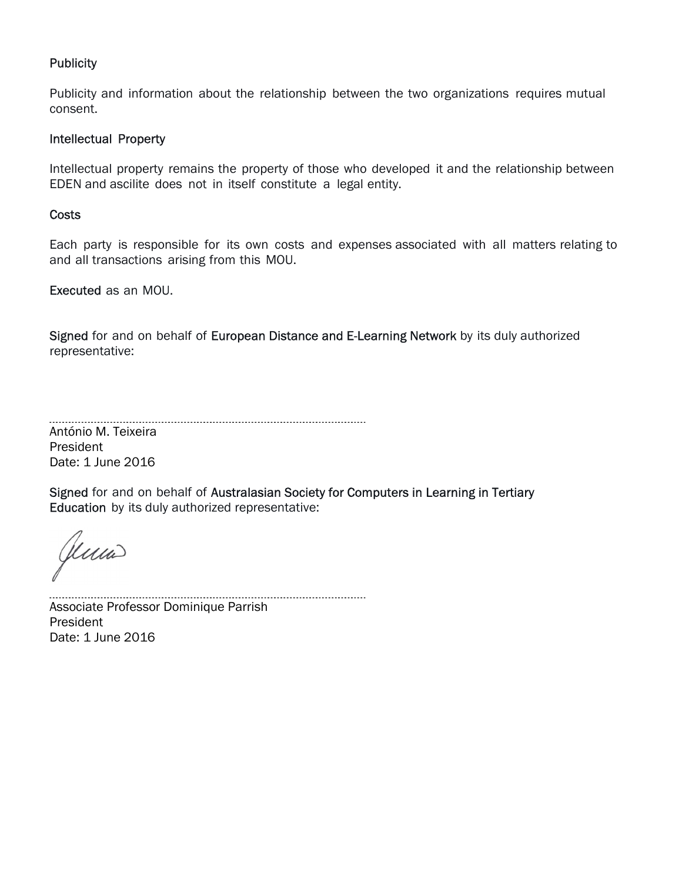### Publicity

Publicity and information about the relationship between the two organizations requires mutual consent.

### Intellectual Property

Intellectual property remains the property of those who developed it and the relationship between EDEN and ascilite does not in itself constitute a legal entity.

### Costs

Each party is responsible for its own costs and expenses associated with all matters relating to and all transactions arising from this MOU.

Executed as an MOU.

Signed for and on behalf of European Distance and E-Learning Network by its duly authorized representative:

.............................................................................................................

António M. Teixeira
President
Date: 1 June 2016

Signed for and on behalf of Australasian Society for Computers in Learning in Tertiary Education by its duly authorized representative:

.............................................................................................................

Associate Professor Dominique Parrish
President
Date: 1 June 2016